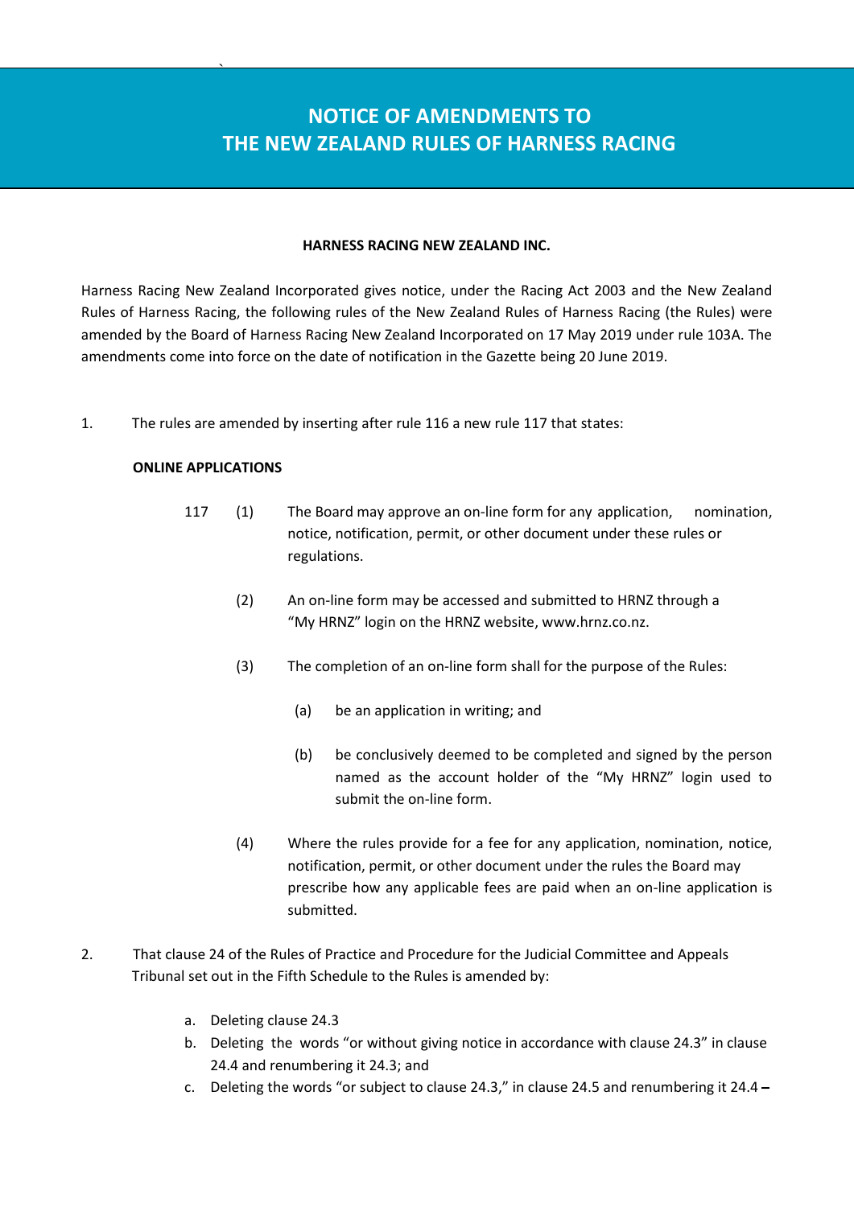# NOTICE OF AMENDMENTS TO THE NEW ZEALAND RULES OF HARNESS RACING

**HARNESS RACING NEW ZEALAND INC.**

Harness Racing New Zealand Incorporated gives notice, under the Racing Act 2003 and the New Zealand Rules of Harness Racing, the following rules of the New Zealand Rules of Harness Racing (the Rules) were amended by the Board of Harness Racing New Zealand Incorporated on 17 May 2019 under rule 103A. The amendments come into force on the date of notification in the Gazette being 20 June 2019.

1. The rules are amended by inserting after rule 116 a new rule 117 that states:

**ONLINE APPLICATIONS**

117 (1) The Board may approve an on-line form for any application, nomination, notice, notification, permit, or other document under these rules or regulations.

(2) An on-line form may be accessed and submitted to HRNZ through a "My HRNZ" login on the HRNZ website, www.hrnz.co.nz.

(3) The completion of an on-line form shall for the purpose of the Rules:

(a) be an application in writing; and

(b) be conclusively deemed to be completed and signed by the person named as the account holder of the "My HRNZ" login used to submit the on-line form.

(4) Where the rules provide for a fee for any application, nomination, notice, notification, permit, or other document under the rules the Board may prescribe how any applicable fees are paid when an on-line application is submitted.

2. That clause 24 of the Rules of Practice and Procedure for the Judicial Committee and Appeals Tribunal set out in the Fifth Schedule to the Rules is amended by:

   a. Deleting clause 24.3
   b. Deleting the words "or without giving notice in accordance with clause 24.3" in clause 24.4 and renumbering it 24.3; and
   c. Deleting the words "or subject to clause 24.3," in clause 24.5 and renumbering it 24.4 –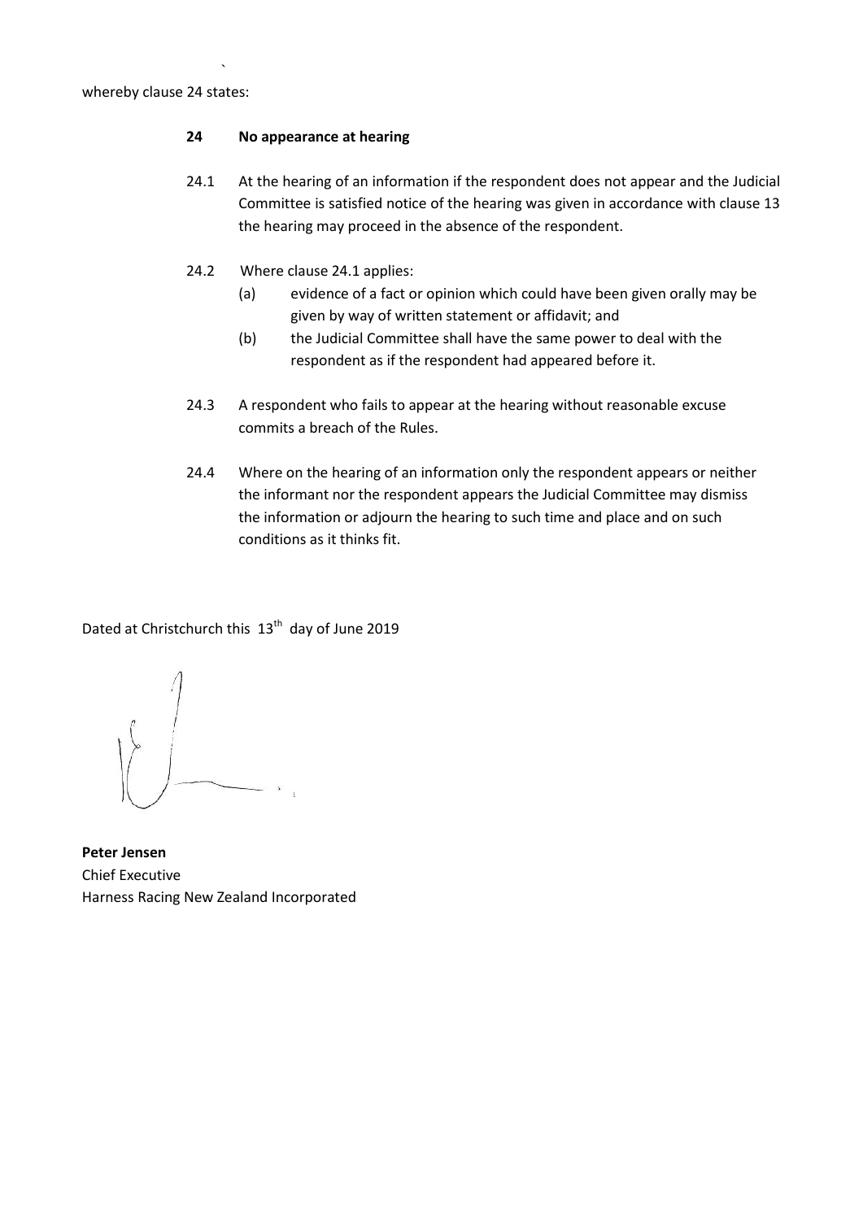whereby clause 24 states:

**24 No appearance at hearing**

24.1 At the hearing of an information if the respondent does not appear and the Judicial Committee is satisfied notice of the hearing was given in accordance with clause 13 the hearing may proceed in the absence of the respondent.

24.2 Where clause 24.1 applies:

- (a) evidence of a fact or opinion which could have been given orally may be given by way of written statement or affidavit; and
- (b) the Judicial Committee shall have the same power to deal with the respondent as if the respondent had appeared before it.

24.3 A respondent who fails to appear at the hearing without reasonable excuse commits a breach of the Rules.

24.4 Where on the hearing of an information only the respondent appears or neither the informant nor the respondent appears the Judicial Committee may dismiss the information or adjourn the hearing to such time and place and on such conditions as it thinks fit.

Dated at Christchurch this 13th day of June 2019

**Peter Jensen**
Chief Executive
Harness Racing New Zealand Incorporated